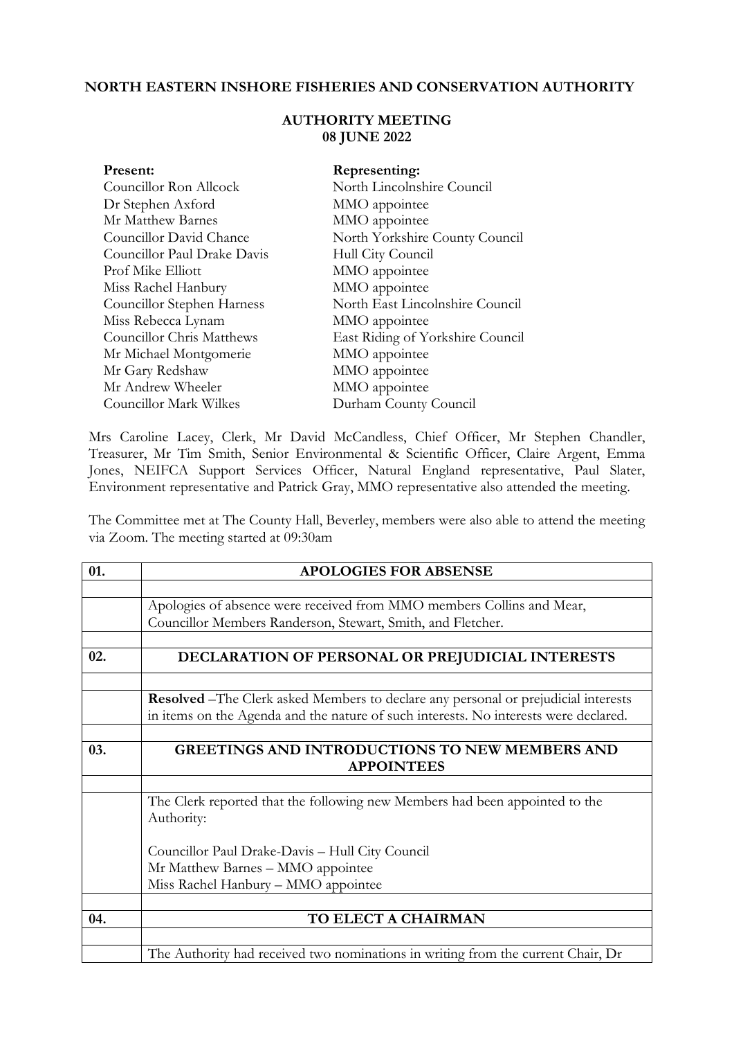**NORTH EASTERN INSHORE FISHERIES AND CONSERVATION AUTHORITY**

**AUTHORITY MEETING**
**08 JUNE 2022**

| **Present:** | **Representing:** |
|---|---|
| Councillor Ron Allcock | North Lincolnshire Council |
| Dr Stephen Axford | MMO appointee |
| Mr Matthew Barnes | MMO appointee |
| Councillor David Chance | North Yorkshire County Council |
| Councillor Paul Drake Davis | Hull City Council |
| Prof Mike Elliott | MMO appointee |
| Miss Rachel Hanbury | MMO appointee |
| Councillor Stephen Harness | North East Lincolnshire Council |
| Miss Rebecca Lynam | MMO appointee |
| Councillor Chris Matthews | East Riding of Yorkshire Council |
| Mr Michael Montgomerie | MMO appointee |
| Mr Gary Redshaw | MMO appointee |
| Mr Andrew Wheeler | MMO appointee |
| Councillor Mark Wilkes | Durham County Council |

Mrs Caroline Lacey, Clerk, Mr David McCandless, Chief Officer, Mr Stephen Chandler, Treasurer, Mr Tim Smith, Senior Environmental & Scientific Officer, Claire Argent, Emma Jones, NEIFCA Support Services Officer, Natural England representative, Paul Slater, Environment representative and Patrick Gray, MMO representative also attended the meeting.

The Committee met at The County Hall, Beverley, members were also able to attend the meeting via Zoom. The meeting started at 09:30am

| **01.** | **APOLOGIES FOR ABSENSE** |
|---|---|
| | |
| | Apologies of absence were received from MMO members Collins and Mear, Councillor Members Randerson, Stewart, Smith, and Fletcher. |
| | |
| **02.** | **DECLARATION OF PERSONAL OR PREJUDICIAL INTERESTS** |
| | |
| | **Resolved** –The Clerk asked Members to declare any personal or prejudicial interests in items on the Agenda and the nature of such interests. No interests were declared. |
| | |
| **03.** | **GREETINGS AND INTRODUCTIONS TO NEW MEMBERS AND APPOINTEES** |
| | |
| | The Clerk reported that the following new Members had been appointed to the Authority:<br><br>Councillor Paul Drake-Davis – Hull City Council<br>Mr Matthew Barnes – MMO appointee<br>Miss Rachel Hanbury – MMO appointee |
| | |
| **04.** | **TO ELECT A CHAIRMAN** |
| | |
| | The Authority had received two nominations in writing from the current Chair, Dr |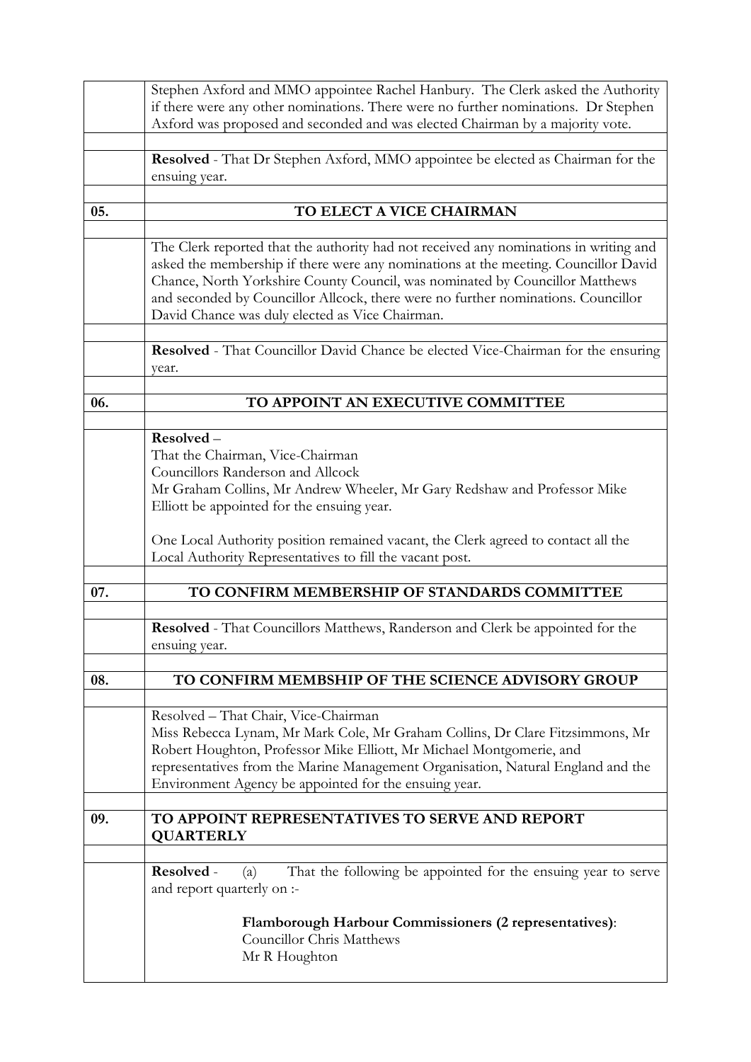Stephen Axford and MMO appointee Rachel Hanbury. The Clerk asked the Authority if there were any other nominations. There were no further nominations. Dr Stephen Axford was proposed and seconded and was elected Chairman by a majority vote.

**Resolved** - That Dr Stephen Axford, MMO appointee be elected as Chairman for the ensuing year.

## 05. TO ELECT A VICE CHAIRMAN

The Clerk reported that the authority had not received any nominations in writing and asked the membership if there were any nominations at the meeting. Councillor David Chance, North Yorkshire County Council, was nominated by Councillor Matthews and seconded by Councillor Allcock, there were no further nominations. Councillor David Chance was duly elected as Vice Chairman.

**Resolved** - That Councillor David Chance be elected Vice-Chairman for the ensuring year.

## 06. TO APPOINT AN EXECUTIVE COMMITTEE

**Resolved** –
That the Chairman, Vice-Chairman
Councillors Randerson and Allcock
Mr Graham Collins, Mr Andrew Wheeler, Mr Gary Redshaw and Professor Mike Elliott be appointed for the ensuing year.

One Local Authority position remained vacant, the Clerk agreed to contact all the Local Authority Representatives to fill the vacant post.

## 07. TO CONFIRM MEMBERSHIP OF STANDARDS COMMITTEE

**Resolved** - That Councillors Matthews, Randerson and Clerk be appointed for the ensuing year.

## 08. TO CONFIRM MEMBSHIP OF THE SCIENCE ADVISORY GROUP

Resolved – That Chair, Vice-Chairman
Miss Rebecca Lynam, Mr Mark Cole, Mr Graham Collins, Dr Clare Fitzsimmons, Mr Robert Houghton, Professor Mike Elliott, Mr Michael Montgomerie, and representatives from the Marine Management Organisation, Natural England and the Environment Agency be appointed for the ensuing year.

## 09. TO APPOINT REPRESENTATIVES TO SERVE AND REPORT QUARTERLY

**Resolved** - (a) That the following be appointed for the ensuing year to serve and report quarterly on :-

**Flamborough Harbour Commissioners (2 representatives)**:
Councillor Chris Matthews
Mr R Houghton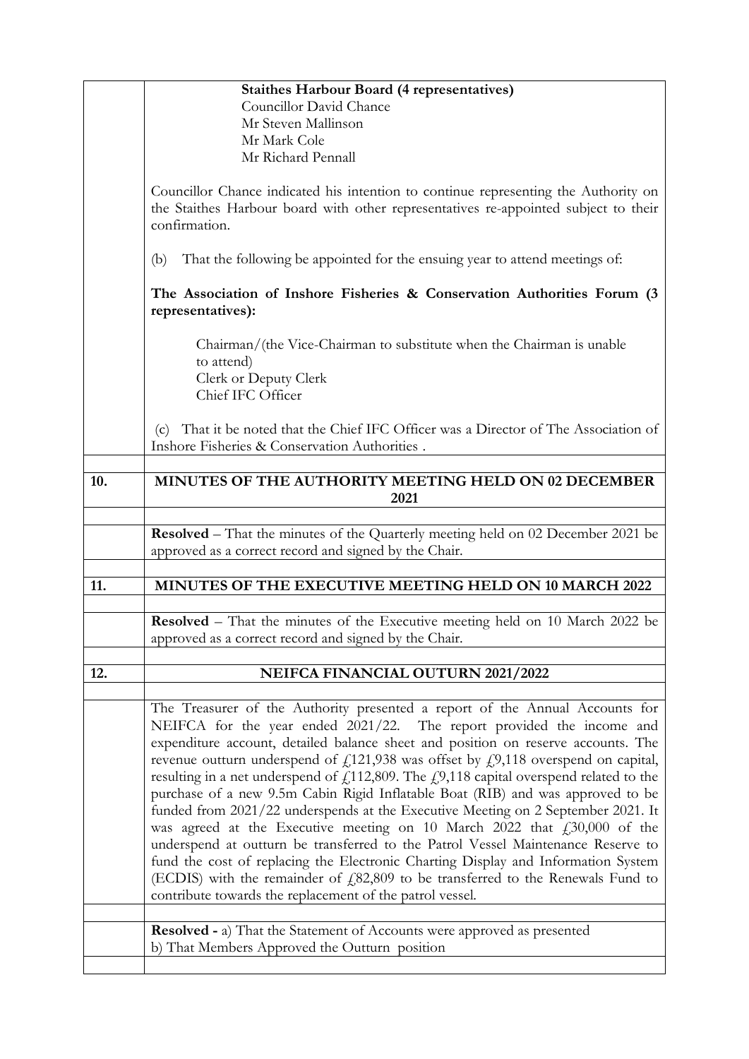**Staithes Harbour Board (4 representatives)**

Councillor David Chance
Mr Steven Mallinson
Mr Mark Cole
Mr Richard Pennall

Councillor Chance indicated his intention to continue representing the Authority on the Staithes Harbour board with other representatives re-appointed subject to their confirmation.

(b) That the following be appointed for the ensuing year to attend meetings of:

**The Association of Inshore Fisheries & Conservation Authorities Forum (3 representatives):**

Chairman/(the Vice-Chairman to substitute when the Chairman is unable to attend)
Clerk or Deputy Clerk
Chief IFC Officer

(c) That it be noted that the Chief IFC Officer was a Director of The Association of Inshore Fisheries & Conservation Authorities .

## 10. MINUTES OF THE AUTHORITY MEETING HELD ON 02 DECEMBER 2021

**Resolved** – That the minutes of the Quarterly meeting held on 02 December 2021 be approved as a correct record and signed by the Chair.

## 11. MINUTES OF THE EXECUTIVE MEETING HELD ON 10 MARCH 2022

**Resolved** – That the minutes of the Executive meeting held on 10 March 2022 be approved as a correct record and signed by the Chair.

## 12. NEIFCA FINANCIAL OUTURN 2021/2022

The Treasurer of the Authority presented a report of the Annual Accounts for NEIFCA for the year ended 2021/22. The report provided the income and expenditure account, detailed balance sheet and position on reserve accounts. The revenue outturn underspend of £121,938 was offset by £9,118 overspend on capital, resulting in a net underspend of £112,809. The £9,118 capital overspend related to the purchase of a new 9.5m Cabin Rigid Inflatable Boat (RIB) and was approved to be funded from 2021/22 underspends at the Executive Meeting on 2 September 2021. It was agreed at the Executive meeting on 10 March 2022 that £30,000 of the underspend at outturn be transferred to the Patrol Vessel Maintenance Reserve to fund the cost of replacing the Electronic Charting Display and Information System (ECDIS) with the remainder of £82,809 to be transferred to the Renewals Fund to contribute towards the replacement of the patrol vessel.

**Resolved -** a) That the Statement of Accounts were approved as presented
b) That Members Approved the Outturn position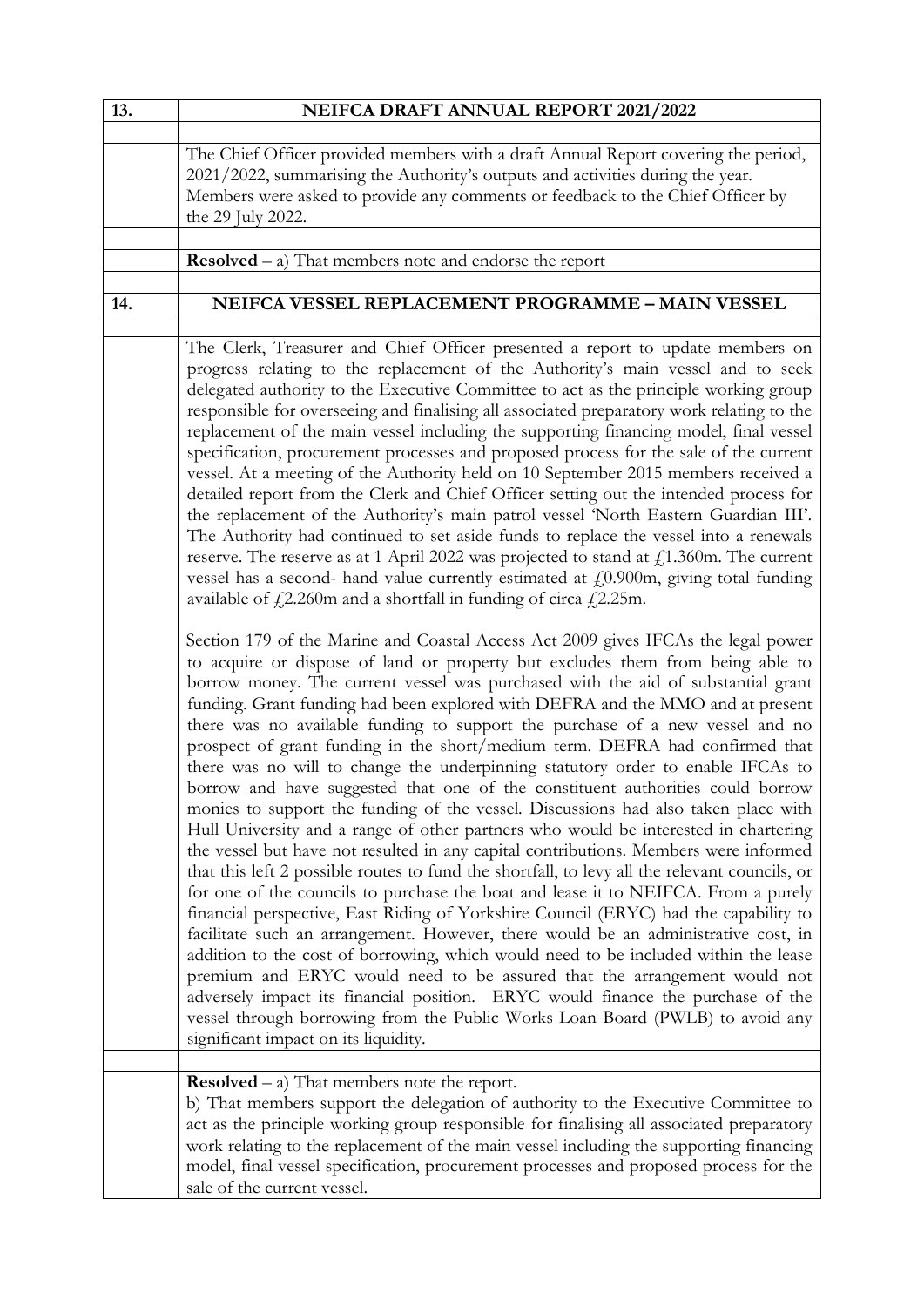| 13. | NEIFCA DRAFT ANNUAL REPORT 2021/2022 |
| --- | --- |
| | |
| | The Chief Officer provided members with a draft Annual Report covering the period, 2021/2022, summarising the Authority's outputs and activities during the year. Members were asked to provide any comments or feedback to the Chief Officer by the 29 July 2022. |
| | |
| | **Resolved** – a) That members note and endorse the report |
| | |
| **14.** | **NEIFCA VESSEL REPLACEMENT PROGRAMME – MAIN VESSEL** |
| | |
| | The Clerk, Treasurer and Chief Officer presented a report to update members on progress relating to the replacement of the Authority's main vessel and to seek delegated authority to the Executive Committee to act as the principle working group responsible for overseeing and finalising all associated preparatory work relating to the replacement of the main vessel including the supporting financing model, final vessel specification, procurement processes and proposed process for the sale of the current vessel. At a meeting of the Authority held on 10 September 2015 members received a detailed report from the Clerk and Chief Officer setting out the intended process for the replacement of the Authority's main patrol vessel 'North Eastern Guardian III'. The Authority had continued to set aside funds to replace the vessel into a renewals reserve. The reserve as at 1 April 2022 was projected to stand at £1.360m. The current vessel has a second- hand value currently estimated at £0.900m, giving total funding available of £2.260m and a shortfall in funding of circa £2.25m.<br><br>Section 179 of the Marine and Coastal Access Act 2009 gives IFCAs the legal power to acquire or dispose of land or property but excludes them from being able to borrow money. The current vessel was purchased with the aid of substantial grant funding. Grant funding had been explored with DEFRA and the MMO and at present there was no available funding to support the purchase of a new vessel and no prospect of grant funding in the short/medium term. DEFRA had confirmed that there was no will to change the underpinning statutory order to enable IFCAs to borrow and have suggested that one of the constituent authorities could borrow monies to support the funding of the vessel. Discussions had also taken place with Hull University and a range of other partners who would be interested in chartering the vessel but have not resulted in any capital contributions. Members were informed that this left 2 possible routes to fund the shortfall, to levy all the relevant councils, or for one of the councils to purchase the boat and lease it to NEIFCA. From a purely financial perspective, East Riding of Yorkshire Council (ERYC) had the capability to facilitate such an arrangement. However, there would be an administrative cost, in addition to the cost of borrowing, which would need to be included within the lease premium and ERYC would need to be assured that the arrangement would not adversely impact its financial position. ERYC would finance the purchase of the vessel through borrowing from the Public Works Loan Board (PWLB) to avoid any significant impact on its liquidity. |
| | |
| | **Resolved** – a) That members note the report.<br>b) That members support the delegation of authority to the Executive Committee to act as the principle working group responsible for finalising all associated preparatory work relating to the replacement of the main vessel including the supporting financing model, final vessel specification, procurement processes and proposed process for the sale of the current vessel. |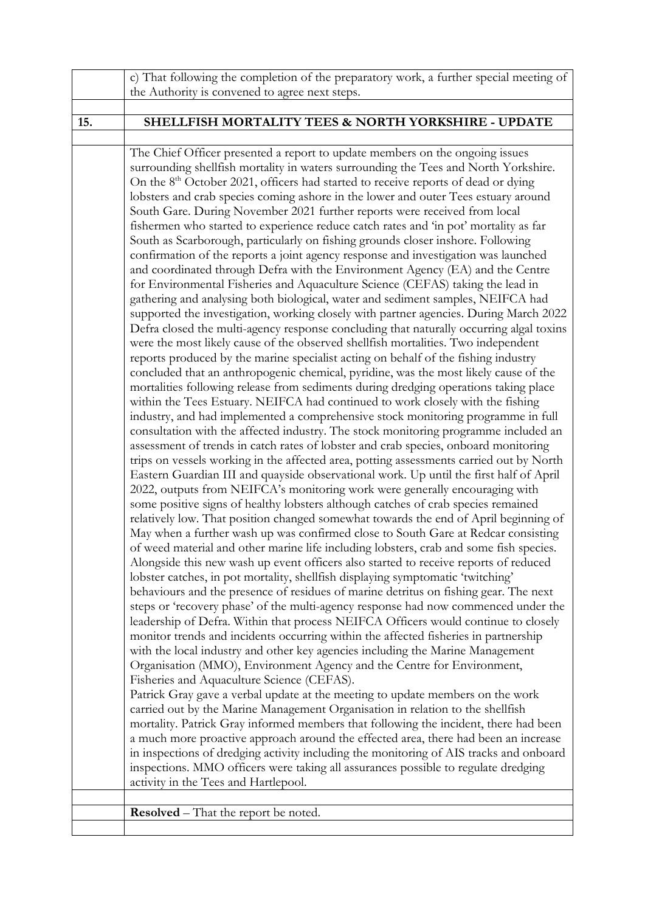c) That following the completion of the preparatory work, a further special meeting of the Authority is convened to agree next steps.

## 15. SHELLFISH MORTALITY TEES & NORTH YORKSHIRE - UPDATE

The Chief Officer presented a report to update members on the ongoing issues surrounding shellfish mortality in waters surrounding the Tees and North Yorkshire. On the 8th October 2021, officers had started to receive reports of dead or dying lobsters and crab species coming ashore in the lower and outer Tees estuary around South Gare. During November 2021 further reports were received from local fishermen who started to experience reduce catch rates and 'in pot' mortality as far South as Scarborough, particularly on fishing grounds closer inshore. Following confirmation of the reports a joint agency response and investigation was launched and coordinated through Defra with the Environment Agency (EA) and the Centre for Environmental Fisheries and Aquaculture Science (CEFAS) taking the lead in gathering and analysing both biological, water and sediment samples, NEIFCA had supported the investigation, working closely with partner agencies. During March 2022 Defra closed the multi-agency response concluding that naturally occurring algal toxins were the most likely cause of the observed shellfish mortalities. Two independent reports produced by the marine specialist acting on behalf of the fishing industry concluded that an anthropogenic chemical, pyridine, was the most likely cause of the mortalities following release from sediments during dredging operations taking place within the Tees Estuary. NEIFCA had continued to work closely with the fishing industry, and had implemented a comprehensive stock monitoring programme in full consultation with the affected industry. The stock monitoring programme included an assessment of trends in catch rates of lobster and crab species, onboard monitoring trips on vessels working in the affected area, potting assessments carried out by North Eastern Guardian III and quayside observational work. Up until the first half of April 2022, outputs from NEIFCA's monitoring work were generally encouraging with some positive signs of healthy lobsters although catches of crab species remained relatively low. That position changed somewhat towards the end of April beginning of May when a further wash up was confirmed close to South Gare at Redcar consisting of weed material and other marine life including lobsters, crab and some fish species. Alongside this new wash up event officers also started to receive reports of reduced lobster catches, in pot mortality, shellfish displaying symptomatic 'twitching' behaviours and the presence of residues of marine detritus on fishing gear. The next steps or 'recovery phase' of the multi-agency response had now commenced under the leadership of Defra. Within that process NEIFCA Officers would continue to closely monitor trends and incidents occurring within the affected fisheries in partnership with the local industry and other key agencies including the Marine Management Organisation (MMO), Environment Agency and the Centre for Environment, Fisheries and Aquaculture Science (CEFAS).

Patrick Gray gave a verbal update at the meeting to update members on the work carried out by the Marine Management Organisation in relation to the shellfish mortality. Patrick Gray informed members that following the incident, there had been a much more proactive approach around the effected area, there had been an increase in inspections of dredging activity including the monitoring of AIS tracks and onboard inspections. MMO officers were taking all assurances possible to regulate dredging activity in the Tees and Hartlepool.

**Resolved** – That the report be noted.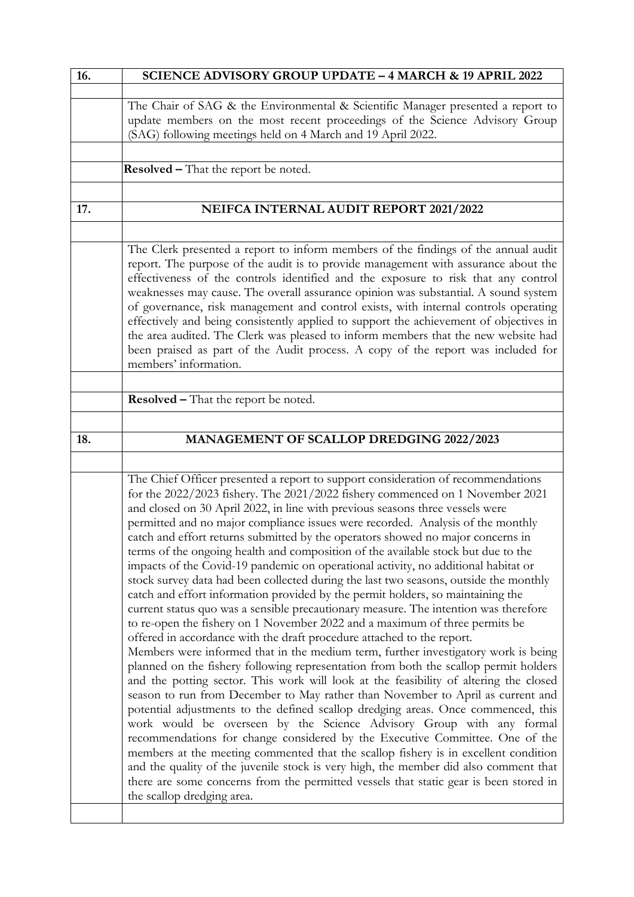| 16. | SCIENCE ADVISORY GROUP UPDATE – 4 MARCH & 19 APRIL 2022 |
|---|---|
| | |
| | The Chair of SAG & the Environmental & Scientific Manager presented a report to update members on the most recent proceedings of the Science Advisory Group (SAG) following meetings held on 4 March and 19 April 2022. |
| | |
| | **Resolved –** That the report be noted. |
| | |
| **17.** | **NEIFCA INTERNAL AUDIT REPORT 2021/2022** |
| | |
| | The Clerk presented a report to inform members of the findings of the annual audit report. The purpose of the audit is to provide management with assurance about the effectiveness of the controls identified and the exposure to risk that any control weaknesses may cause. The overall assurance opinion was substantial. A sound system of governance, risk management and control exists, with internal controls operating effectively and being consistently applied to support the achievement of objectives in the area audited. The Clerk was pleased to inform members that the new website had been praised as part of the Audit process. A copy of the report was included for members' information. |
| | |
| | **Resolved –** That the report be noted. |
| | |
| **18.** | **MANAGEMENT OF SCALLOP DREDGING 2022/2023** |
| | |
| | The Chief Officer presented a report to support consideration of recommendations for the 2022/2023 fishery. The 2021/2022 fishery commenced on 1 November 2021 and closed on 30 April 2022, in line with previous seasons three vessels were permitted and no major compliance issues were recorded. Analysis of the monthly catch and effort returns submitted by the operators showed no major concerns in terms of the ongoing health and composition of the available stock but due to the impacts of the Covid-19 pandemic on operational activity, no additional habitat or stock survey data had been collected during the last two seasons, outside the monthly catch and effort information provided by the permit holders, so maintaining the current status quo was a sensible precautionary measure. The intention was therefore to re-open the fishery on 1 November 2022 and a maximum of three permits be offered in accordance with the draft procedure attached to the report.<br>Members were informed that in the medium term, further investigatory work is being planned on the fishery following representation from both the scallop permit holders and the potting sector. This work will look at the feasibility of altering the closed season to run from December to May rather than November to April as current and potential adjustments to the defined scallop dredging areas. Once commenced, this work would be overseen by the Science Advisory Group with any formal recommendations for change considered by the Executive Committee. One of the members at the meeting commented that the scallop fishery is in excellent condition and the quality of the juvenile stock is very high, the member did also comment that there are some concerns from the permitted vessels that static gear is been stored in the scallop dredging area. |
| | |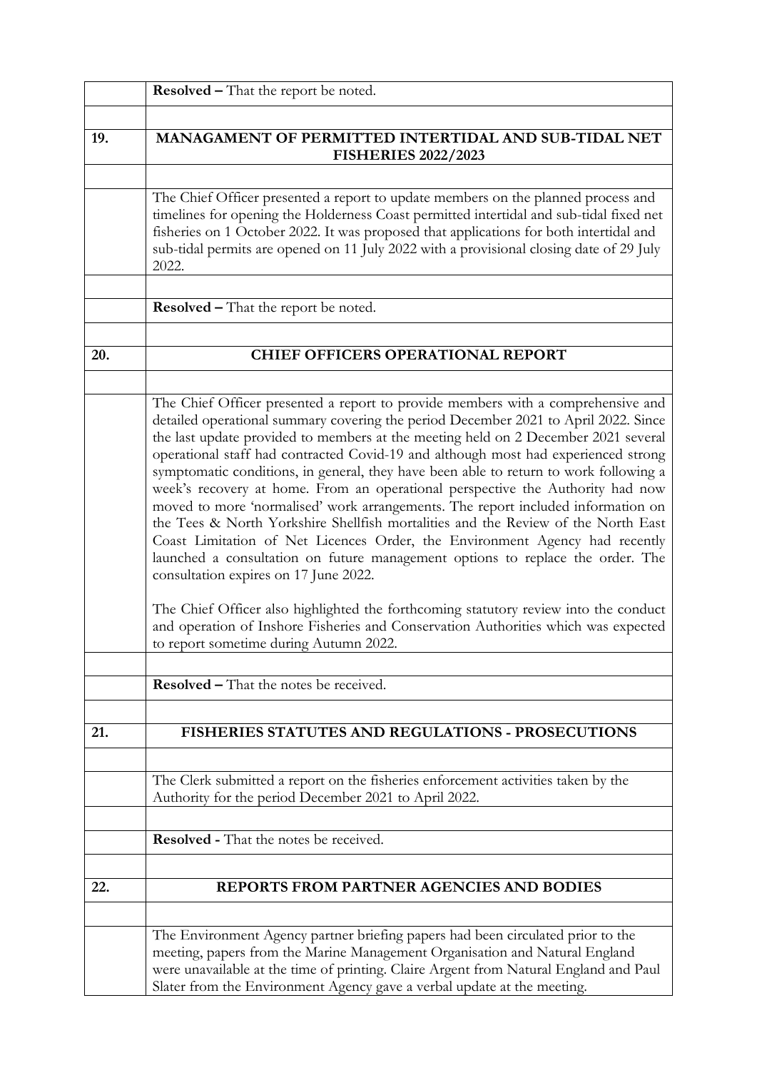| | |
|---|---|
| | **Resolved –** That the report be noted. |
| | |
| **19.** | **MANAGAMENT OF PERMITTED INTERTIDAL AND SUB-TIDAL NET FISHERIES 2022/2023** |
| | |
| | The Chief Officer presented a report to update members on the planned process and timelines for opening the Holderness Coast permitted intertidal and sub-tidal fixed net fisheries on 1 October 2022. It was proposed that applications for both intertidal and sub-tidal permits are opened on 11 July 2022 with a provisional closing date of 29 July 2022. |
| | |
| | **Resolved –** That the report be noted. |
| | |
| **20.** | **CHIEF OFFICERS OPERATIONAL REPORT** |
| | |
| | The Chief Officer presented a report to provide members with a comprehensive and detailed operational summary covering the period December 2021 to April 2022. Since the last update provided to members at the meeting held on 2 December 2021 several operational staff had contracted Covid-19 and although most had experienced strong symptomatic conditions, in general, they have been able to return to work following a week's recovery at home. From an operational perspective the Authority had now moved to more 'normalised' work arrangements. The report included information on the Tees & North Yorkshire Shellfish mortalities and the Review of the North East Coast Limitation of Net Licences Order, the Environment Agency had recently launched a consultation on future management options to replace the order. The consultation expires on 17 June 2022.<br><br>The Chief Officer also highlighted the forthcoming statutory review into the conduct and operation of Inshore Fisheries and Conservation Authorities which was expected to report sometime during Autumn 2022. |
| | |
| | **Resolved –** That the notes be received. |
| | |
| **21.** | **FISHERIES STATUTES AND REGULATIONS - PROSECUTIONS** |
| | |
| | The Clerk submitted a report on the fisheries enforcement activities taken by the Authority for the period December 2021 to April 2022. |
| | |
| | **Resolved -** That the notes be received. |
| | |
| **22.** | **REPORTS FROM PARTNER AGENCIES AND BODIES** |
| | |
| | The Environment Agency partner briefing papers had been circulated prior to the meeting, papers from the Marine Management Organisation and Natural England were unavailable at the time of printing. Claire Argent from Natural England and Paul Slater from the Environment Agency gave a verbal update at the meeting. |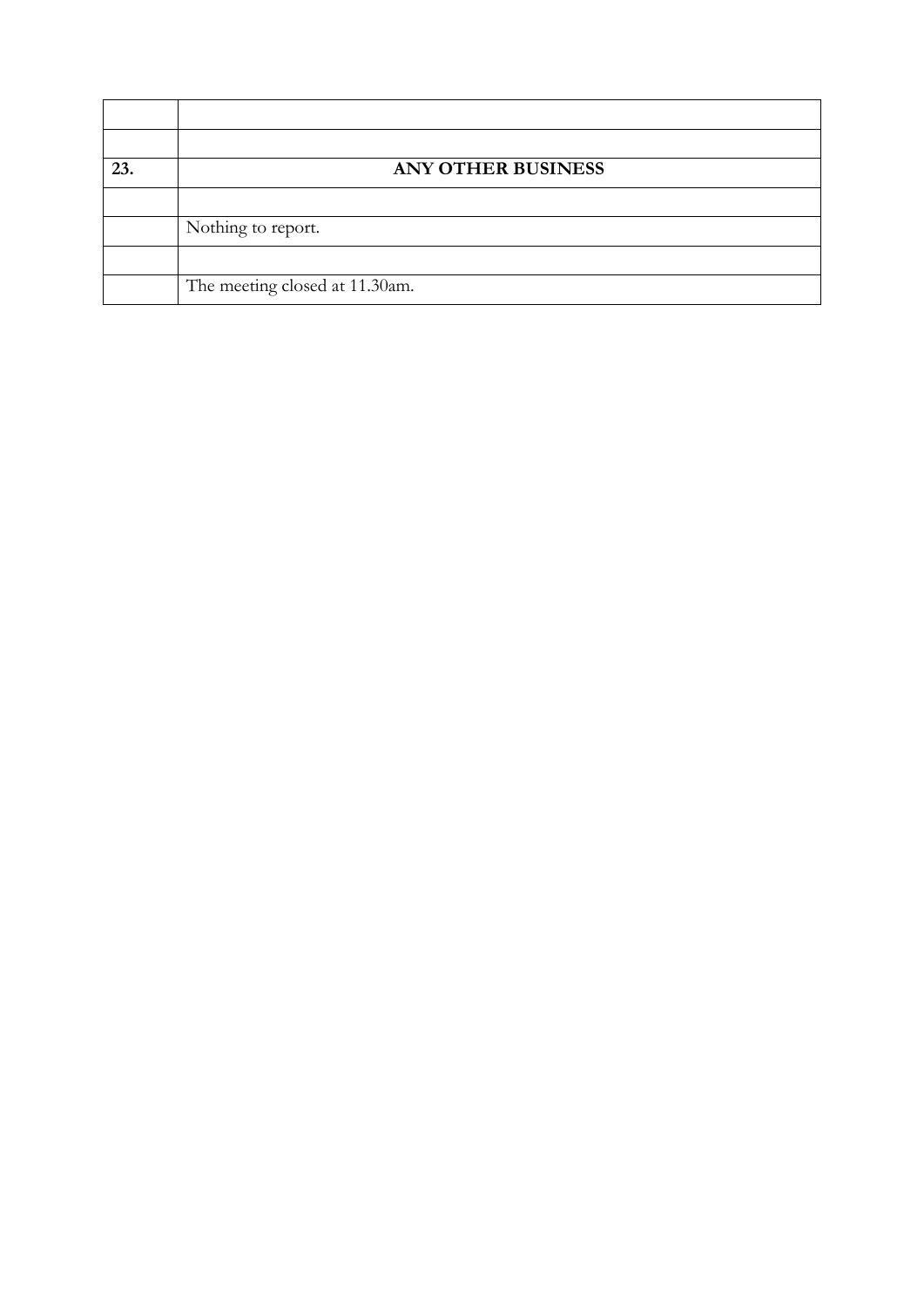| | |
|---|---|
| | |
| | |
| **23.** | **ANY OTHER BUSINESS** |
| | |
| | Nothing to report. |
| | |
| | The meeting closed at 11.30am. |